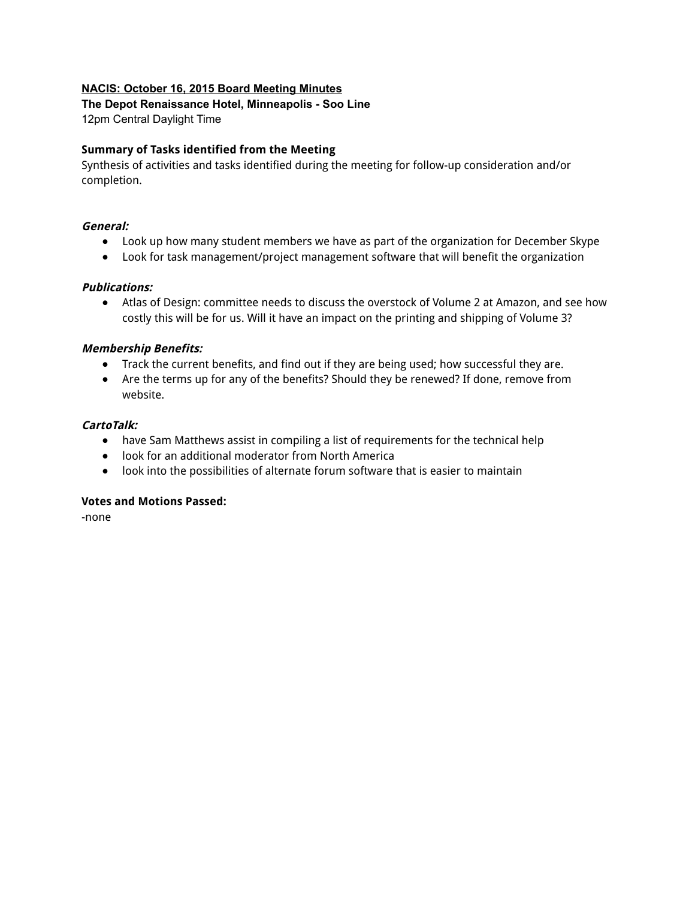**<u>NACIS: October 16, 2015 Board Meeting Minutes</u>**

**The Depot Renaissance Hotel, Minneapolis - Soo Line**

12pm Central Daylight Time

**Summary of Tasks identified from the Meeting**

Synthesis of activities and tasks identified during the meeting for follow-up consideration and/or completion.

***General:***

- Look up how many student members we have as part of the organization for December Skype
- Look for task management/project management software that will benefit the organization

***Publications:***

- Atlas of Design: committee needs to discuss the overstock of Volume 2 at Amazon, and see how costly this will be for us. Will it have an impact on the printing and shipping of Volume 3?

***Membership Benefits:***

- Track the current benefits, and find out if they are being used; how successful they are.
- Are the terms up for any of the benefits? Should they be renewed? If done, remove from website.

***CartoTalk:***

- have Sam Matthews assist in compiling a list of requirements for the technical help
- look for an additional moderator from North America
- look into the possibilities of alternate forum software that is easier to maintain

**Votes and Motions Passed:**

-none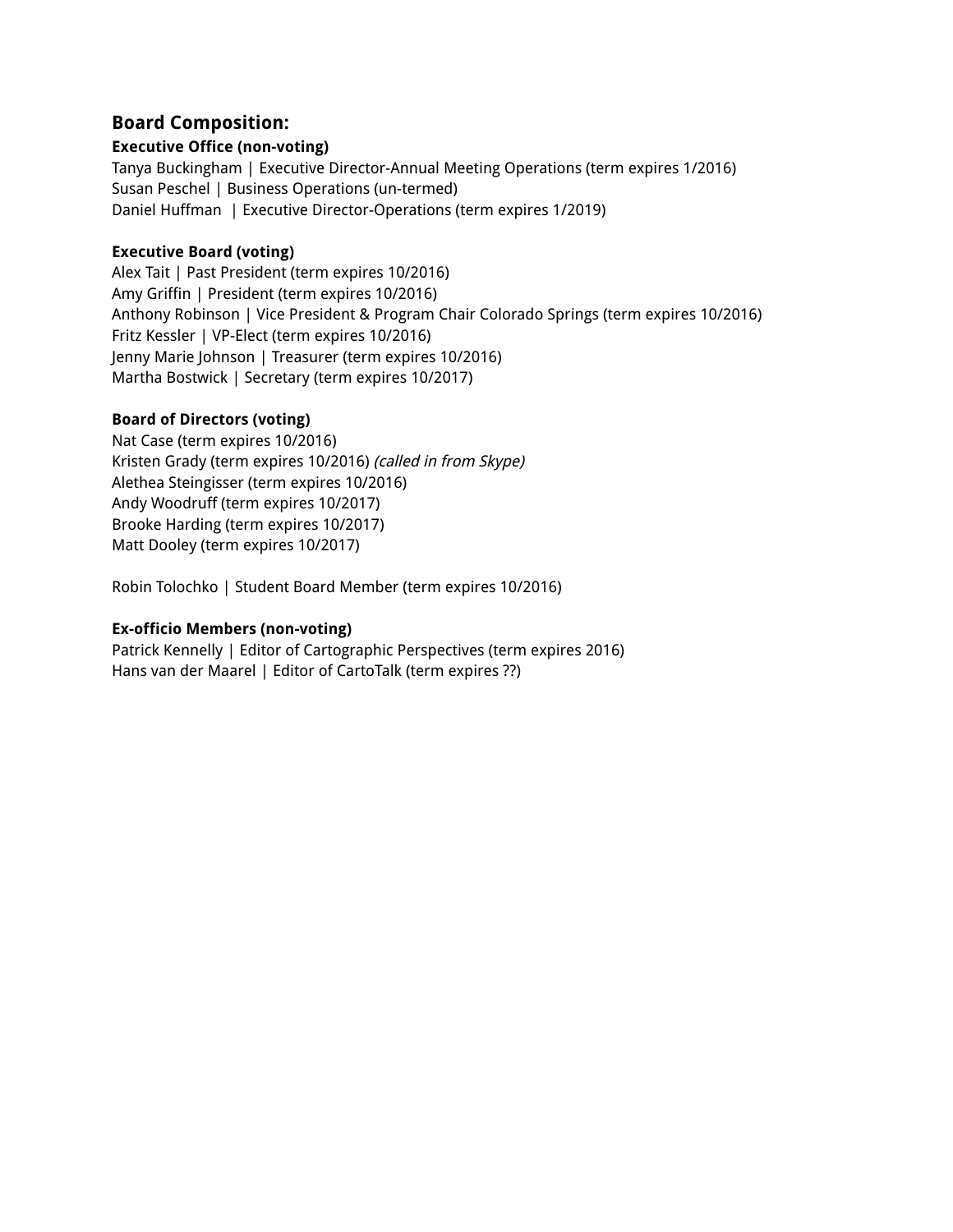## Board Composition:

**Executive Office (non-voting)**
Tanya Buckingham | Executive Director-Annual Meeting Operations (term expires 1/2016)
Susan Peschel | Business Operations (un-termed)
Daniel Huffman | Executive Director-Operations (term expires 1/2019)

**Executive Board (voting)**
Alex Tait | Past President (term expires 10/2016)
Amy Griffin | President (term expires 10/2016)
Anthony Robinson | Vice President & Program Chair Colorado Springs (term expires 10/2016)
Fritz Kessler | VP-Elect (term expires 10/2016)
Jenny Marie Johnson | Treasurer (term expires 10/2016)
Martha Bostwick | Secretary (term expires 10/2017)

**Board of Directors (voting)**
Nat Case (term expires 10/2016)
Kristen Grady (term expires 10/2016) *(called in from Skype)*
Alethea Steingisser (term expires 10/2016)
Andy Woodruff (term expires 10/2017)
Brooke Harding (term expires 10/2017)
Matt Dooley (term expires 10/2017)

Robin Tolochko | Student Board Member (term expires 10/2016)

**Ex-officio Members (non-voting)**
Patrick Kennelly | Editor of Cartographic Perspectives (term expires 2016)
Hans van der Maarel | Editor of CartoTalk (term expires ??)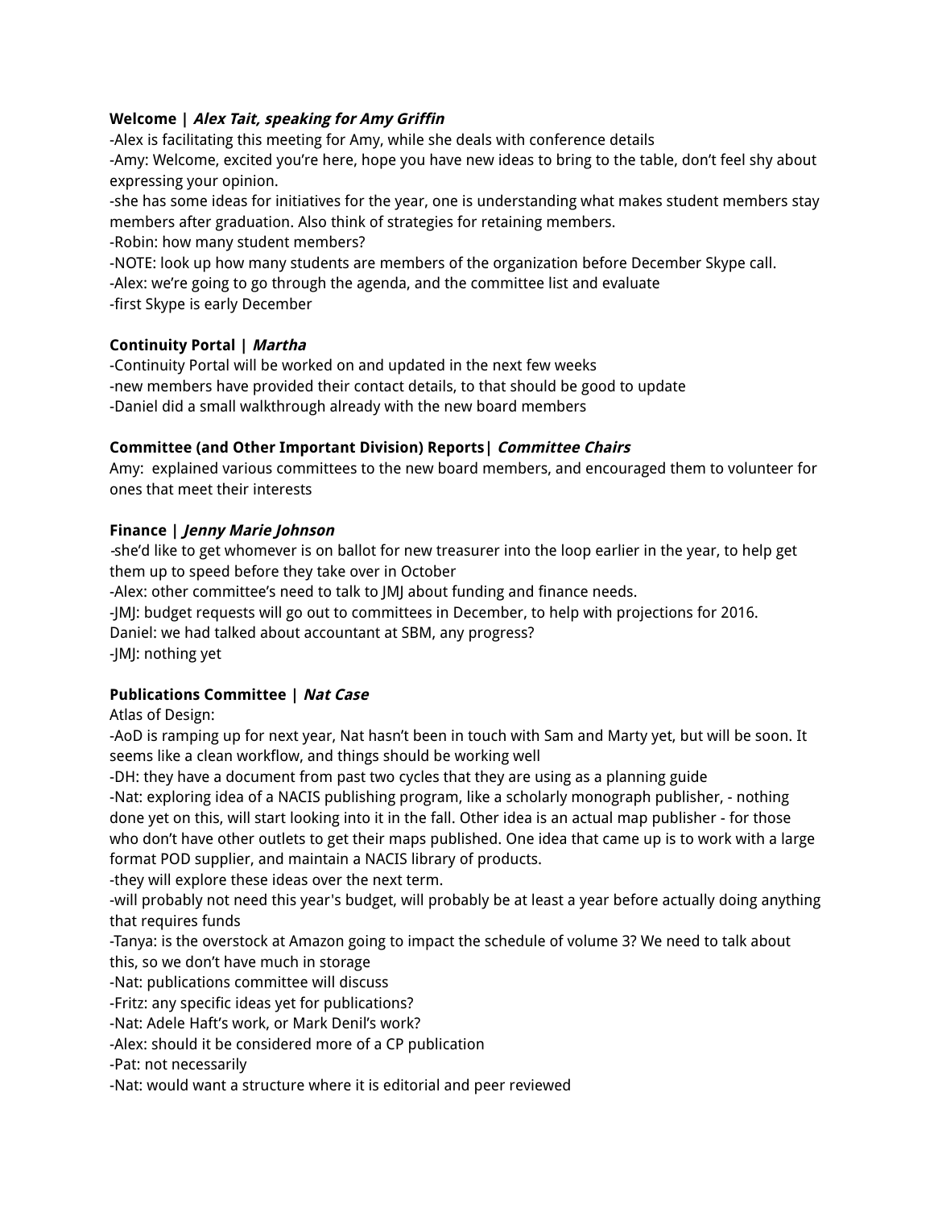**Welcome | *Alex Tait, speaking for Amy Griffin***
-Alex is facilitating this meeting for Amy, while she deals with conference details
-Amy: Welcome, excited you're here, hope you have new ideas to bring to the table, don't feel shy about expressing your opinion.
-she has some ideas for initiatives for the year, one is understanding what makes student members stay members after graduation. Also think of strategies for retaining members.
-Robin: how many student members?
-NOTE: look up how many students are members of the organization before December Skype call.
-Alex: we're going to go through the agenda, and the committee list and evaluate
-first Skype is early December

**Continuity Portal | *Martha***
-Continuity Portal will be worked on and updated in the next few weeks
-new members have provided their contact details, to that should be good to update
-Daniel did a small walkthrough already with the new board members

**Committee (and Other Important Division) Reports| *Committee Chairs***
Amy: explained various committees to the new board members, and encouraged them to volunteer for ones that meet their interests

**Finance | *Jenny Marie Johnson***
-she'd like to get whomever is on ballot for new treasurer into the loop earlier in the year, to help get them up to speed before they take over in October
-Alex: other committee's need to talk to JMJ about funding and finance needs.
-JMJ: budget requests will go out to committees in December, to help with projections for 2016.
Daniel: we had talked about accountant at SBM, any progress?
-JMJ: nothing yet

**Publications Committee | *Nat Case***
Atlas of Design:
-AoD is ramping up for next year, Nat hasn't been in touch with Sam and Marty yet, but will be soon. It seems like a clean workflow, and things should be working well
-DH: they have a document from past two cycles that they are using as a planning guide
-Nat: exploring idea of a NACIS publishing program, like a scholarly monograph publisher, - nothing done yet on this, will start looking into it in the fall. Other idea is an actual map publisher - for those who don't have other outlets to get their maps published. One idea that came up is to work with a large format POD supplier, and maintain a NACIS library of products.
-they will explore these ideas over the next term.
-will probably not need this year's budget, will probably be at least a year before actually doing anything that requires funds
-Tanya: is the overstock at Amazon going to impact the schedule of volume 3? We need to talk about this, so we don't have much in storage
-Nat: publications committee will discuss
-Fritz: any specific ideas yet for publications?
-Nat: Adele Haft's work, or Mark Denil's work?
-Alex: should it be considered more of a CP publication
-Pat: not necessarily
-Nat: would want a structure where it is editorial and peer reviewed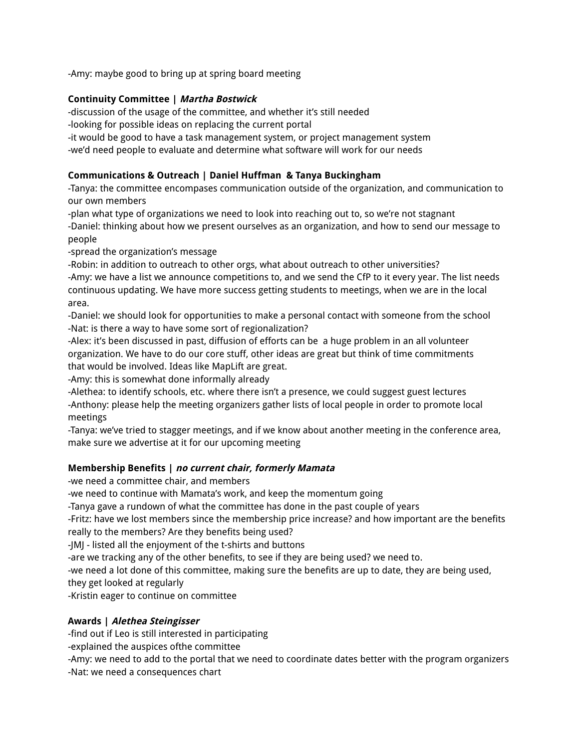-Amy: maybe good to bring up at spring board meeting

**Continuity Committee | *Martha Bostwick***

-discussion of the usage of the committee, and whether it's still needed
-looking for possible ideas on replacing the current portal
-it would be good to have a task management system, or project management system
-we'd need people to evaluate and determine what software will work for our needs

**Communications & Outreach | Daniel Huffman & Tanya Buckingham**

-Tanya: the committee encompases communication outside of the organization, and communication to our own members
-plan what type of organizations we need to look into reaching out to, so we're not stagnant
-Daniel: thinking about how we present ourselves as an organization, and how to send our message to people
-spread the organization's message
-Robin: in addition to outreach to other orgs, what about outreach to other universities?
-Amy: we have a list we announce competitions to, and we send the CfP to it every year. The list needs continuous updating. We have more success getting students to meetings, when we are in the local area.
-Daniel: we should look for opportunities to make a personal contact with someone from the school
-Nat: is there a way to have some sort of regionalization?
-Alex: it's been discussed in past, diffusion of efforts can be a huge problem in an all volunteer organization. We have to do our core stuff, other ideas are great but think of time commitments that would be involved. Ideas like MapLift are great.
-Amy: this is somewhat done informally already
-Alethea: to identify schools, etc. where there isn't a presence, we could suggest guest lectures
-Anthony: please help the meeting organizers gather lists of local people in order to promote local meetings
-Tanya: we've tried to stagger meetings, and if we know about another meeting in the conference area, make sure we advertise at it for our upcoming meeting

**Membership Benefits | *no current chair, formerly Mamata***

-we need a committee chair, and members
-we need to continue with Mamata's work, and keep the momentum going
-Tanya gave a rundown of what the committee has done in the past couple of years
-Fritz: have we lost members since the membership price increase? and how important are the benefits really to the members? Are they benefits being used?
-JMJ - listed all the enjoyment of the t-shirts and buttons
-are we tracking any of the other benefits, to see if they are being used? we need to.
-we need a lot done of this committee, making sure the benefits are up to date, they are being used, they get looked at regularly
-Kristin eager to continue on committee

**Awards | *Alethea Steingisser***

-find out if Leo is still interested in participating
-explained the auspices ofthe committee
-Amy: we need to add to the portal that we need to coordinate dates better with the program organizers
-Nat: we need a consequences chart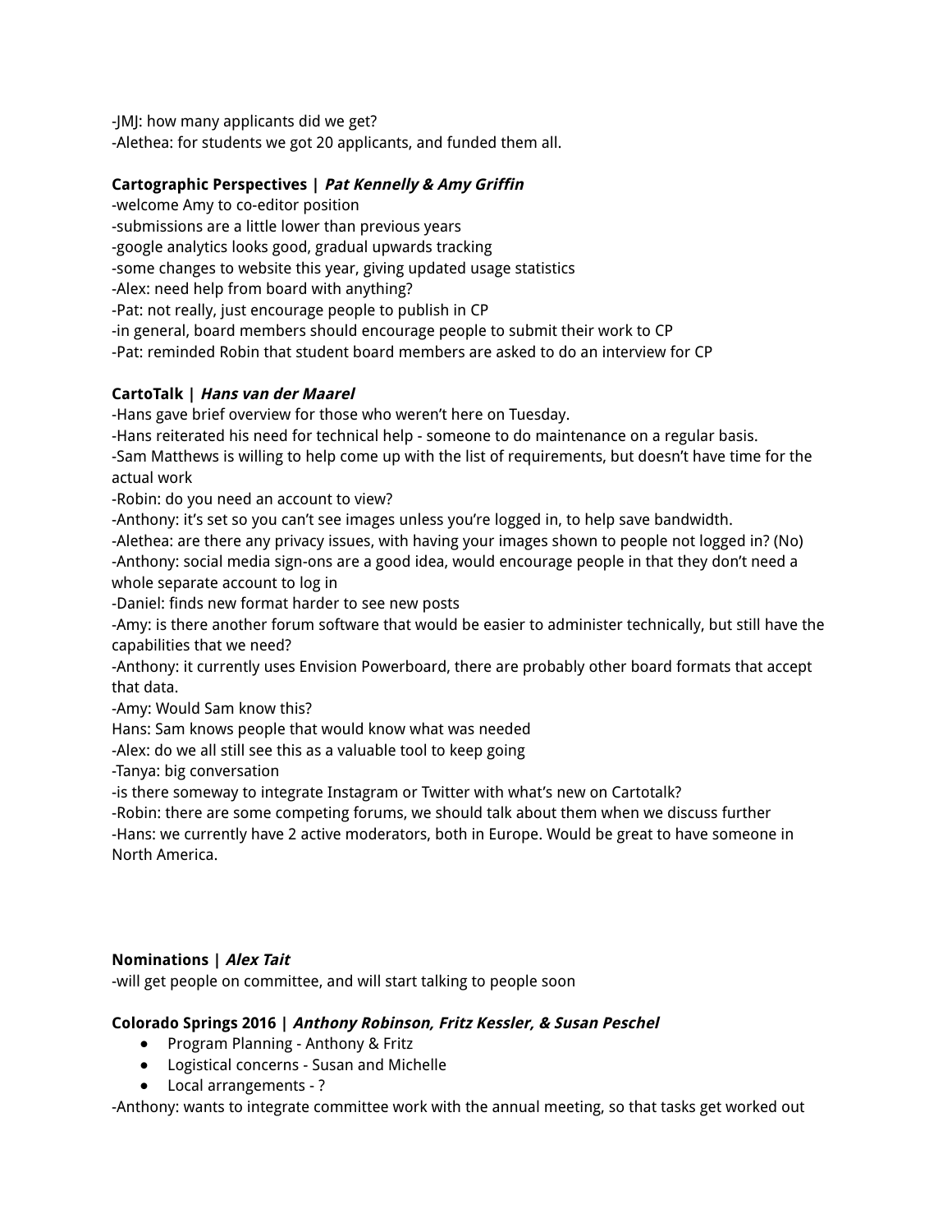-JMJ: how many applicants did we get?
-Alethea: for students we got 20 applicants, and funded them all.

**Cartographic Perspectives | *Pat Kennelly & Amy Griffin***
-welcome Amy to co-editor position
-submissions are a little lower than previous years
-google analytics looks good, gradual upwards tracking
-some changes to website this year, giving updated usage statistics
-Alex: need help from board with anything?
-Pat: not really, just encourage people to publish in CP
-in general, board members should encourage people to submit their work to CP
-Pat: reminded Robin that student board members are asked to do an interview for CP

**CartoTalk | *Hans van der Maarel***
-Hans gave brief overview for those who weren't here on Tuesday.
-Hans reiterated his need for technical help - someone to do maintenance on a regular basis.
-Sam Matthews is willing to help come up with the list of requirements, but doesn't have time for the actual work
-Robin: do you need an account to view?
-Anthony: it's set so you can't see images unless you're logged in, to help save bandwidth.
-Alethea: are there any privacy issues, with having your images shown to people not logged in? (No)
-Anthony: social media sign-ons are a good idea, would encourage people in that they don't need a whole separate account to log in
-Daniel: finds new format harder to see new posts
-Amy: is there another forum software that would be easier to administer technically, but still have the capabilities that we need?
-Anthony: it currently uses Envision Powerboard, there are probably other board formats that accept that data.
-Amy: Would Sam know this?
Hans: Sam knows people that would know what was needed
-Alex: do we all still see this as a valuable tool to keep going
-Tanya: big conversation
-is there someway to integrate Instagram or Twitter with what's new on Cartotalk?
-Robin: there are some competing forums, we should talk about them when we discuss further
-Hans: we currently have 2 active moderators, both in Europe. Would be great to have someone in North America.

**Nominations | *Alex Tait***
-will get people on committee, and will start talking to people soon

**Colorado Springs 2016 | *Anthony Robinson, Fritz Kessler, & Susan Peschel***

- Program Planning - Anthony & Fritz
- Logistical concerns - Susan and Michelle
- Local arrangements - ?

-Anthony: wants to integrate committee work with the annual meeting, so that tasks get worked out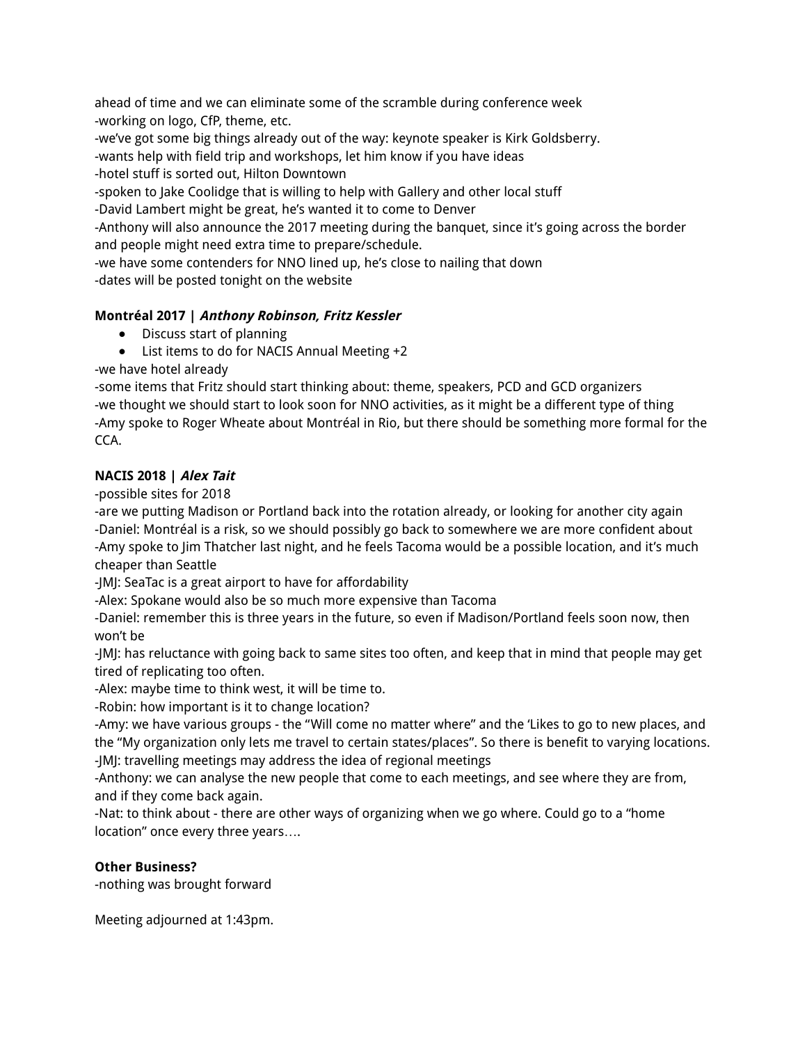ahead of time and we can eliminate some of the scramble during conference week
-working on logo, CfP, theme, etc.
-we've got some big things already out of the way: keynote speaker is Kirk Goldsberry.
-wants help with field trip and workshops, let him know if you have ideas
-hotel stuff is sorted out, Hilton Downtown
-spoken to Jake Coolidge that is willing to help with Gallery and other local stuff
-David Lambert might be great, he's wanted it to come to Denver
-Anthony will also announce the 2017 meeting during the banquet, since it's going across the border and people might need extra time to prepare/schedule.
-we have some contenders for NNO lined up, he's close to nailing that down
-dates will be posted tonight on the website

**Montréal 2017 | *Anthony Robinson, Fritz Kessler***

- Discuss start of planning
- List items to do for NACIS Annual Meeting +2

-we have hotel already
-some items that Fritz should start thinking about: theme, speakers, PCD and GCD organizers
-we thought we should start to look soon for NNO activities, as it might be a different type of thing
-Amy spoke to Roger Wheate about Montréal in Rio, but there should be something more formal for the CCA.

**NACIS 2018 | *Alex Tait***

-possible sites for 2018
-are we putting Madison or Portland back into the rotation already, or looking for another city again
-Daniel: Montréal is a risk, so we should possibly go back to somewhere we are more confident about
-Amy spoke to Jim Thatcher last night, and he feels Tacoma would be a possible location, and it's much cheaper than Seattle
-JMJ: SeaTac is a great airport to have for affordability
-Alex: Spokane would also be so much more expensive than Tacoma
-Daniel: remember this is three years in the future, so even if Madison/Portland feels soon now, then won't be
-JMJ: has reluctance with going back to same sites too often, and keep that in mind that people may get tired of replicating too often.
-Alex: maybe time to think west, it will be time to.
-Robin: how important is it to change location?
-Amy: we have various groups - the "Will come no matter where" and the 'Likes to go to new places, and the "My organization only lets me travel to certain states/places". So there is benefit to varying locations.
-JMJ: travelling meetings may address the idea of regional meetings
-Anthony: we can analyse the new people that come to each meetings, and see where they are from, and if they come back again.
-Nat: to think about - there are other ways of organizing when we go where. Could go to a "home location" once every three years….

**Other Business?**

-nothing was brought forward

Meeting adjourned at 1:43pm.